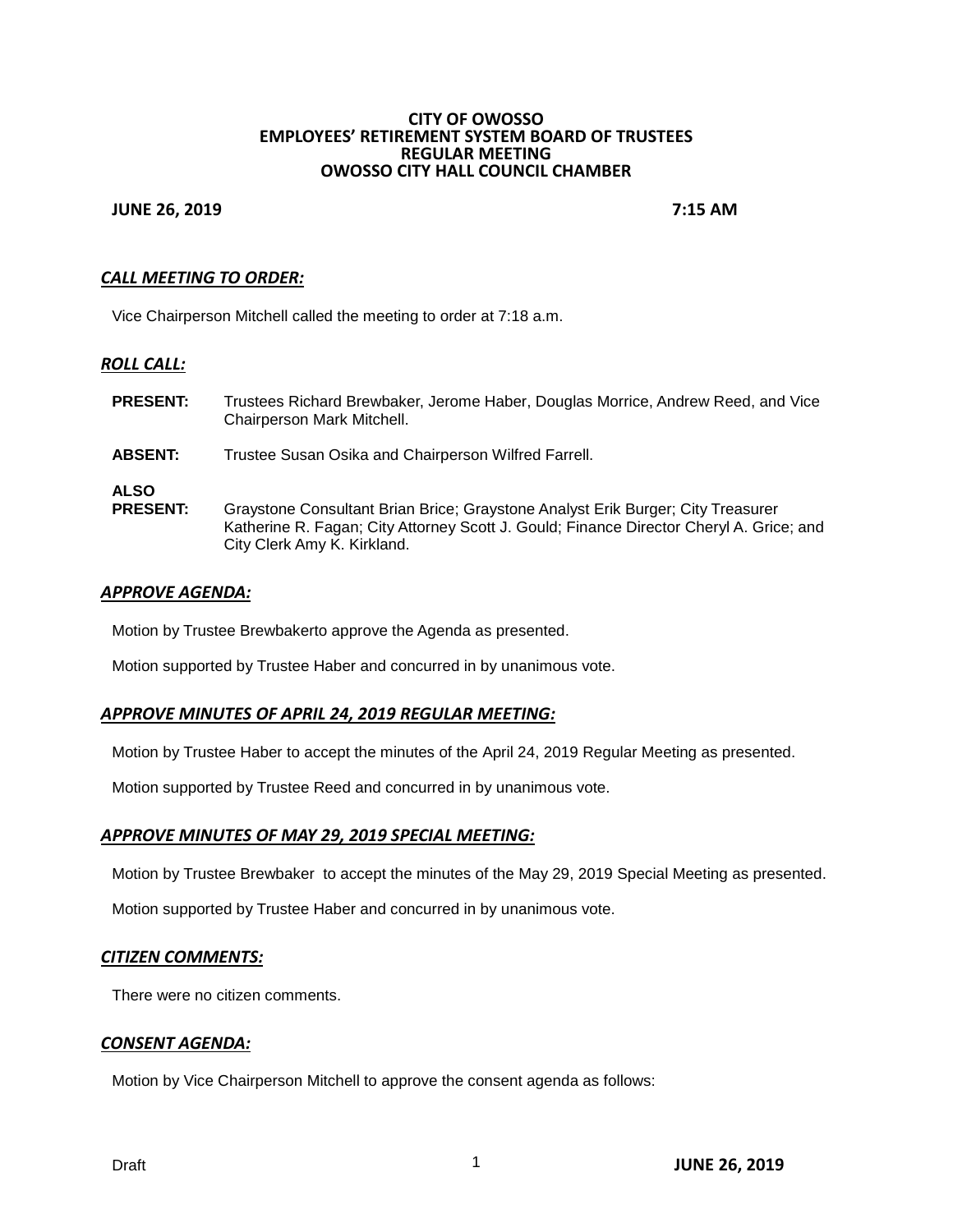**CITY OF OWOSSO**
**EMPLOYEES' RETIREMENT SYSTEM BOARD OF TRUSTEES**
**REGULAR MEETING**
**OWOSSO CITY HALL COUNCIL CHAMBER**

**JUNE 26, 2019** **7:15 AM**

## ***CALL MEETING TO ORDER:***

Vice Chairperson Mitchell called the meeting to order at 7:18 a.m.

## ***ROLL CALL:***

**PRESENT:** Trustees Richard Brewbaker, Jerome Haber, Douglas Morrice, Andrew Reed, and Vice Chairperson Mark Mitchell.

**ABSENT:** Trustee Susan Osika and Chairperson Wilfred Farrell.

**ALSO PRESENT:** Graystone Consultant Brian Brice; Graystone Analyst Erik Burger; City Treasurer Katherine R. Fagan; City Attorney Scott J. Gould; Finance Director Cheryl A. Grice; and City Clerk Amy K. Kirkland.

## ***APPROVE AGENDA:***

Motion by Trustee Brewbakerto approve the Agenda as presented.

Motion supported by Trustee Haber and concurred in by unanimous vote.

## ***APPROVE MINUTES OF APRIL 24, 2019 REGULAR MEETING:***

Motion by Trustee Haber to accept the minutes of the April 24, 2019 Regular Meeting as presented.

Motion supported by Trustee Reed and concurred in by unanimous vote.

## ***APPROVE MINUTES OF MAY 29, 2019 SPECIAL MEETING:***

Motion by Trustee Brewbaker to accept the minutes of the May 29, 2019 Special Meeting as presented.

Motion supported by Trustee Haber and concurred in by unanimous vote.

## ***CITIZEN COMMENTS:***

There were no citizen comments.

## ***CONSENT AGENDA:***

Motion by Vice Chairperson Mitchell to approve the consent agenda as follows: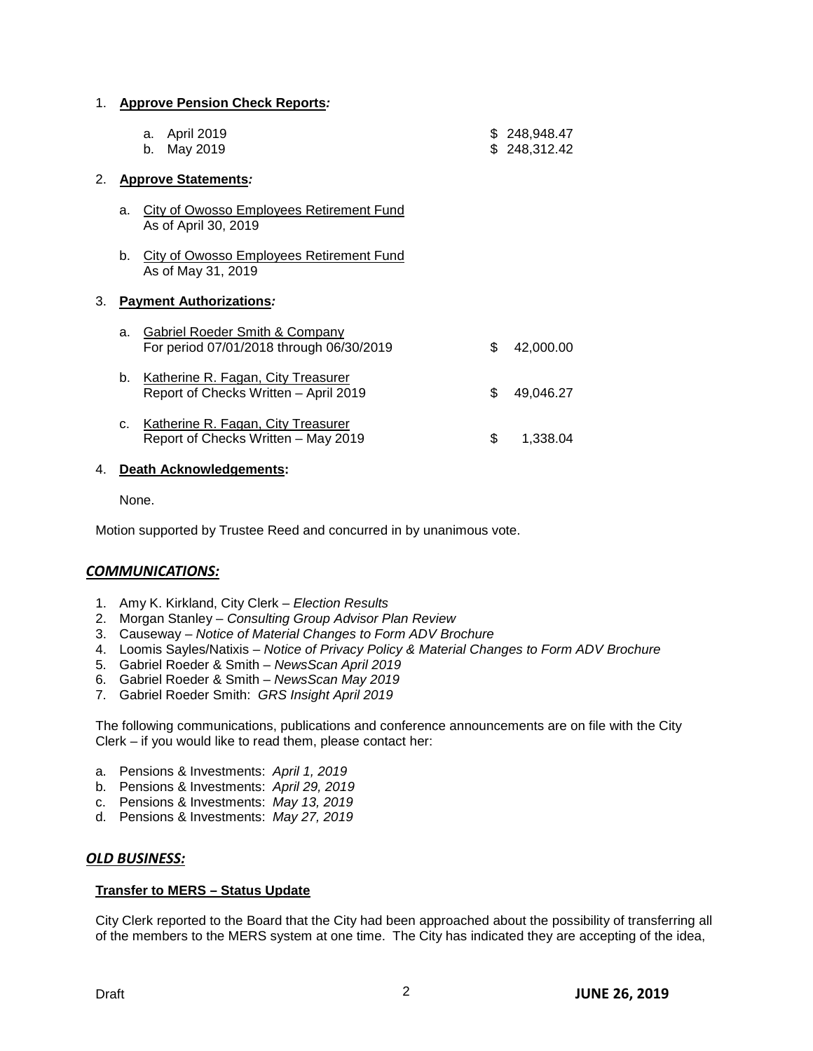1. **Approve Pension Check Reports*:***

   a. April 2019 $ 248,948.47
   b. May 2019 $ 248,312.42

2. **Approve Statements*:***

   a. City of Owosso Employees Retirement Fund
   As of April 30, 2019

   b. City of Owosso Employees Retirement Fund
   As of May 31, 2019

3. **Payment Authorizations*:***

   a. Gabriel Roeder Smith & Company
   For period 07/01/2018 through 06/30/2019 $ 42,000.00

   b. Katherine R. Fagan, City Treasurer
   Report of Checks Written – April 2019 $ 49,046.27

   c. Katherine R. Fagan, City Treasurer
   Report of Checks Written – May 2019 $ 1,338.04

4. **Death Acknowledgements:**

   None.

Motion supported by Trustee Reed and concurred in by unanimous vote.

## *COMMUNICATIONS:*

1. Amy K. Kirkland, City Clerk – *Election Results*
2. Morgan Stanley – *Consulting Group Advisor Plan Review*
3. Causeway – *Notice of Material Changes to Form ADV Brochure*
4. Loomis Sayles/Natixis – *Notice of Privacy Policy & Material Changes to Form ADV Brochure*
5. Gabriel Roeder & Smith – *NewsScan April 2019*
6. Gabriel Roeder & Smith – *NewsScan May 2019*
7. Gabriel Roeder Smith: *GRS Insight April 2019*

The following communications, publications and conference announcements are on file with the City Clerk – if you would like to read them, please contact her:

a. Pensions & Investments: *April 1, 2019*
b. Pensions & Investments: *April 29, 2019*
c. Pensions & Investments: *May 13, 2019*
d. Pensions & Investments: *May 27, 2019*

## *OLD BUSINESS:*

**Transfer to MERS – Status Update**

City Clerk reported to the Board that the City had been approached about the possibility of transferring all of the members to the MERS system at one time. The City has indicated they are accepting of the idea,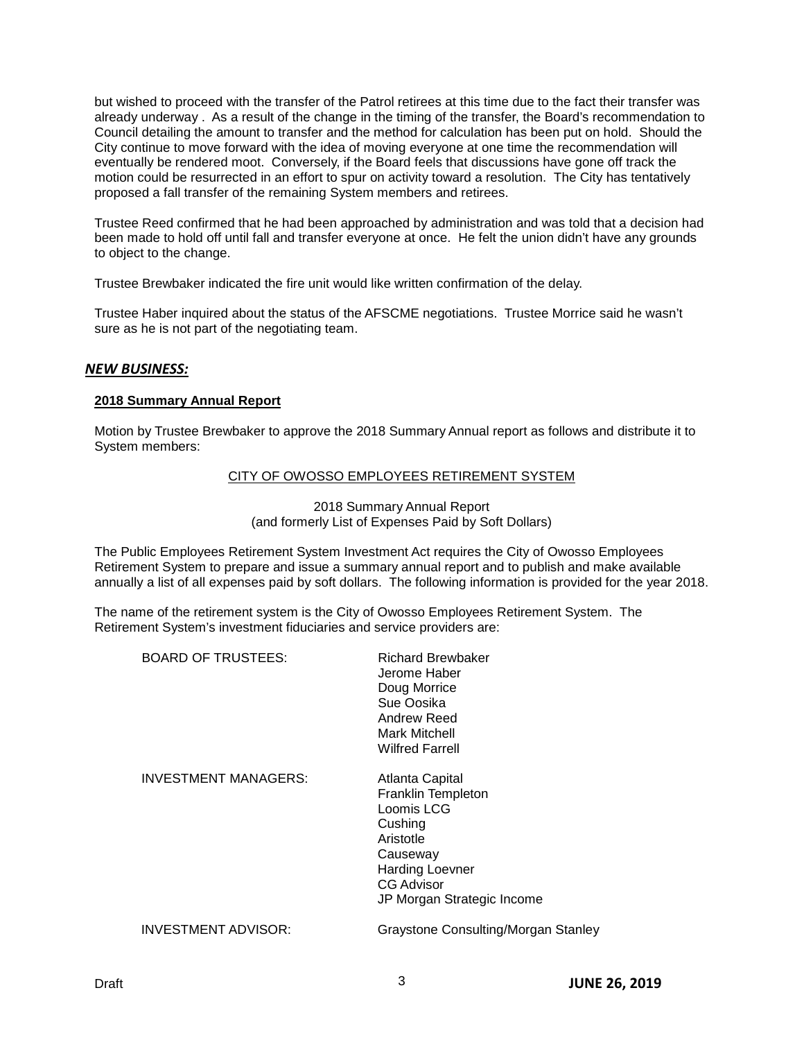but wished to proceed with the transfer of the Patrol retirees at this time due to the fact their transfer was already underway . As a result of the change in the timing of the transfer, the Board's recommendation to Council detailing the amount to transfer and the method for calculation has been put on hold. Should the City continue to move forward with the idea of moving everyone at one time the recommendation will eventually be rendered moot. Conversely, if the Board feels that discussions have gone off track the motion could be resurrected in an effort to spur on activity toward a resolution. The City has tentatively proposed a fall transfer of the remaining System members and retirees.

Trustee Reed confirmed that he had been approached by administration and was told that a decision had been made to hold off until fall and transfer everyone at once. He felt the union didn't have any grounds to object to the change.

Trustee Brewbaker indicated the fire unit would like written confirmation of the delay.

Trustee Haber inquired about the status of the AFSCME negotiations. Trustee Morrice said he wasn't sure as he is not part of the negotiating team.

## ***NEW BUSINESS:***

**2018 Summary Annual Report**

Motion by Trustee Brewbaker to approve the 2018 Summary Annual report as follows and distribute it to System members:

CITY OF OWOSSO EMPLOYEES RETIREMENT SYSTEM

2018 Summary Annual Report
(and formerly List of Expenses Paid by Soft Dollars)

The Public Employees Retirement System Investment Act requires the City of Owosso Employees Retirement System to prepare and issue a summary annual report and to publish and make available annually a list of all expenses paid by soft dollars. The following information is provided for the year 2018.

The name of the retirement system is the City of Owosso Employees Retirement System. The Retirement System's investment fiduciaries and service providers are:

BOARD OF TRUSTEES:
- Richard Brewbaker
- Jerome Haber
- Doug Morrice
- Sue Oosika
- Andrew Reed
- Mark Mitchell
- Wilfred Farrell

INVESTMENT MANAGERS:
- Atlanta Capital
- Franklin Templeton
- Loomis LCG
- Cushing
- Aristotle
- Causeway
- Harding Loevner
- CG Advisor
- JP Morgan Strategic Income

INVESTMENT ADVISOR:
- Graystone Consulting/Morgan Stanley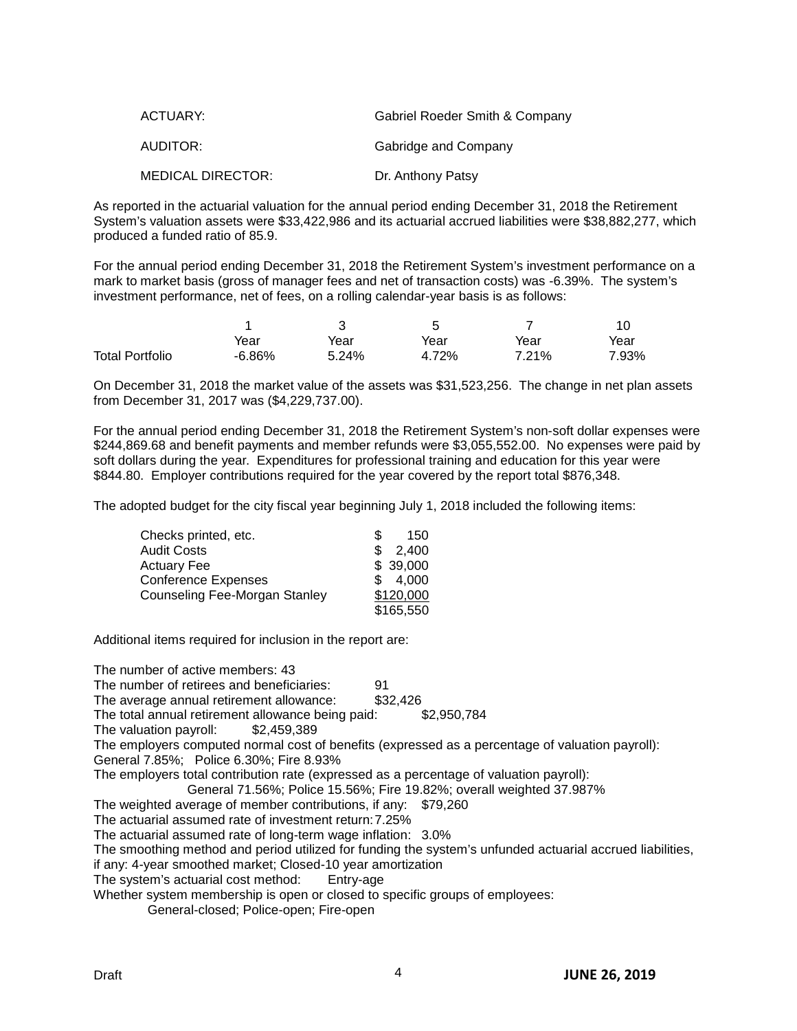| | |
|---|---|
| ACTUARY: | Gabriel Roeder Smith & Company |
| AUDITOR: | Gabridge and Company |
| MEDICAL DIRECTOR: | Dr. Anthony Patsy |

As reported in the actuarial valuation for the annual period ending December 31, 2018 the Retirement System's valuation assets were $33,422,986 and its actuarial accrued liabilities were $38,882,277, which produced a funded ratio of 85.9.

For the annual period ending December 31, 2018 the Retirement System's investment performance on a mark to market basis (gross of manager fees and net of transaction costs) was -6.39%. The system's investment performance, net of fees, on a rolling calendar-year basis is as follows:

| | 1 Year | 3 Year | 5 Year | 7 Year | 10 Year |
|---|---|---|---|---|---|
| Total Portfolio | -6.86% | 5.24% | 4.72% | 7.21% | 7.93% |

On December 31, 2018 the market value of the assets was $31,523,256. The change in net plan assets from December 31, 2017 was ($4,229,737.00).

For the annual period ending December 31, 2018 the Retirement System's non-soft dollar expenses were $244,869.68 and benefit payments and member refunds were $3,055,552.00. No expenses were paid by soft dollars during the year. Expenditures for professional training and education for this year were $844.80. Employer contributions required for the year covered by the report total $876,348.

The adopted budget for the city fiscal year beginning July 1, 2018 included the following items:

| | |
|---|---|
| Checks printed, etc. | $ 150 |
| Audit Costs | $ 2,400 |
| Actuary Fee | $ 39,000 |
| Conference Expenses | $ 4,000 |
| Counseling Fee-Morgan Stanley | $120,000 |
| | $165,550 |

Additional items required for inclusion in the report are:

The number of active members: 43
The number of retirees and beneficiaries: 91
The average annual retirement allowance: $32,426
The total annual retirement allowance being paid: $2,950,784
The valuation payroll: $2,459,389
The employers computed normal cost of benefits (expressed as a percentage of valuation payroll):
General 7.85%; Police 6.30%; Fire 8.93%
The employers total contribution rate (expressed as a percentage of valuation payroll):
General 71.56%; Police 15.56%; Fire 19.82%; overall weighted 37.987%
The weighted average of member contributions, if any: $79,260
The actuarial assumed rate of investment return: 7.25%
The actuarial assumed rate of long-term wage inflation: 3.0%
The smoothing method and period utilized for funding the system's unfunded actuarial accrued liabilities, if any: 4-year smoothed market; Closed-10 year amortization
The system's actuarial cost method: Entry-age
Whether system membership is open or closed to specific groups of employees:
General-closed; Police-open; Fire-open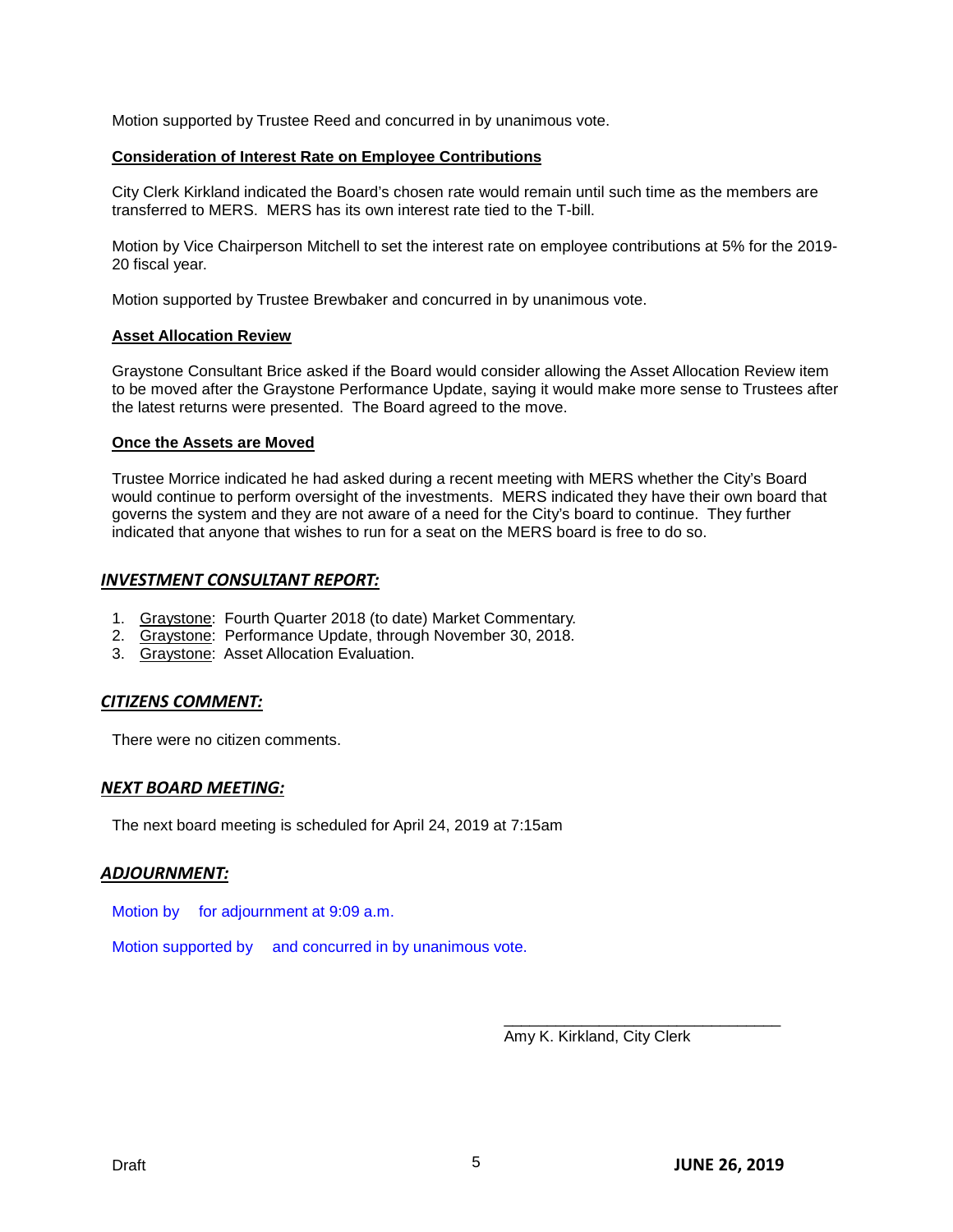Motion supported by Trustee Reed and concurred in by unanimous vote.

**Consideration of Interest Rate on Employee Contributions**

City Clerk Kirkland indicated the Board's chosen rate would remain until such time as the members are transferred to MERS. MERS has its own interest rate tied to the T-bill.

Motion by Vice Chairperson Mitchell to set the interest rate on employee contributions at 5% for the 2019-20 fiscal year.

Motion supported by Trustee Brewbaker and concurred in by unanimous vote.

**Asset Allocation Review**

Graystone Consultant Brice asked if the Board would consider allowing the Asset Allocation Review item to be moved after the Graystone Performance Update, saying it would make more sense to Trustees after the latest returns were presented. The Board agreed to the move.

**Once the Assets are Moved**

Trustee Morrice indicated he had asked during a recent meeting with MERS whether the City's Board would continue to perform oversight of the investments. MERS indicated they have their own board that governs the system and they are not aware of a need for the City's board to continue. They further indicated that anyone that wishes to run for a seat on the MERS board is free to do so.

## ***INVESTMENT CONSULTANT REPORT:***

1. Graystone: Fourth Quarter 2018 (to date) Market Commentary.
2. Graystone: Performance Update, through November 30, 2018.
3. Graystone: Asset Allocation Evaluation.

## ***CITIZENS COMMENT:***

There were no citizen comments.

## ***NEXT BOARD MEETING:***

The next board meeting is scheduled for April 24, 2019 at 7:15am

## ***ADJOURNMENT:***

Motion by for adjournment at 9:09 a.m.

Motion supported by and concurred in by unanimous vote.

\_\_\_\_\_\_\_\_\_\_\_\_\_\_\_\_\_\_\_\_\_\_\_\_\_\_\_\_\_\_\_\_

Amy K. Kirkland, City Clerk

Draft **JUNE 26, 2019**